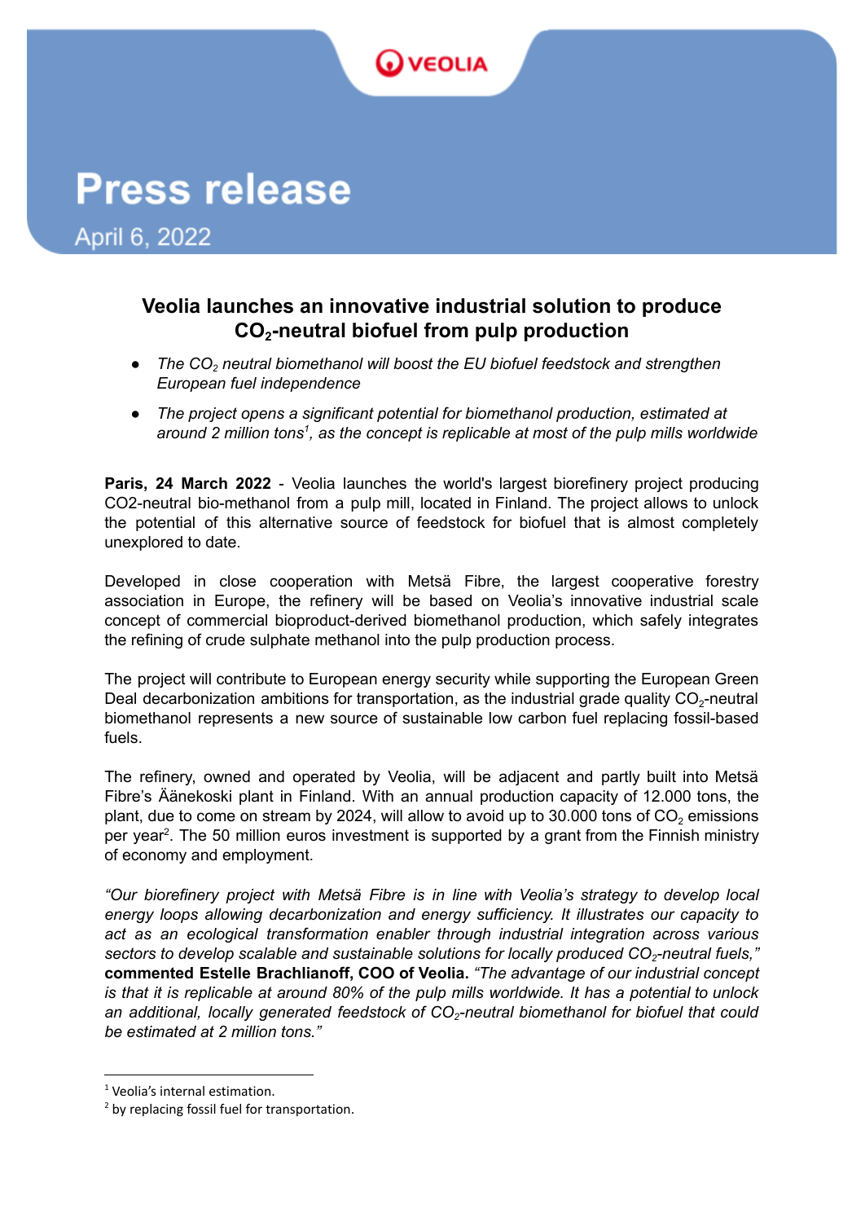VEOLIA

# Press release

April 6, 2022

## Veolia launches an innovative industrial solution to produce $CO_2$-neutral biofuel from pulp production

- *The $CO_2$ neutral biomethanol will boost the EU biofuel feedstock and strengthen European fuel independence*
- *The project opens a significant potential for biomethanol production, estimated at around 2 million tons[1], as the concept is replicable at most of the pulp mills worldwide*

**Paris, 24 March 2022** - Veolia launches the world's largest biorefinery project producing CO2-neutral bio-methanol from a pulp mill, located in Finland. The project allows to unlock the potential of this alternative source of feedstock for biofuel that is almost completely unexplored to date.

Developed in close cooperation with Metsä Fibre, the largest cooperative forestry association in Europe, the refinery will be based on Veolia's innovative industrial scale concept of commercial bioproduct-derived biomethanol production, which safely integrates the refining of crude sulphate methanol into the pulp production process.

The project will contribute to European energy security while supporting the European Green Deal decarbonization ambitions for transportation, as the industrial grade quality $CO_2$-neutral biomethanol represents a new source of sustainable low carbon fuel replacing fossil-based fuels.

The refinery, owned and operated by Veolia, will be adjacent and partly built into Metsä Fibre's Äänekoski plant in Finland. With an annual production capacity of 12.000 tons, the plant, due to come on stream by 2024, will allow to avoid up to 30.000 tons of $CO_2$ emissions per year[2]. The 50 million euros investment is supported by a grant from the Finnish ministry of economy and employment.

*"Our biorefinery project with Metsä Fibre is in line with Veolia's strategy to develop local energy loops allowing decarbonization and energy sufficiency. It illustrates our capacity to act as an ecological transformation enabler through industrial integration across various sectors to develop scalable and sustainable solutions for locally produced $CO_2$-neutral fuels,"* **commented Estelle Brachlianoff, COO of Veolia.** *"The advantage of our industrial concept is that it is replicable at around 80% of the pulp mills worldwide. It has a potential to unlock an additional, locally generated feedstock of $CO_2$-neutral biomethanol for biofuel that could be estimated at 2 million tons."*

---

[1] Veolia's internal estimation.

[2] by replacing fossil fuel for transportation.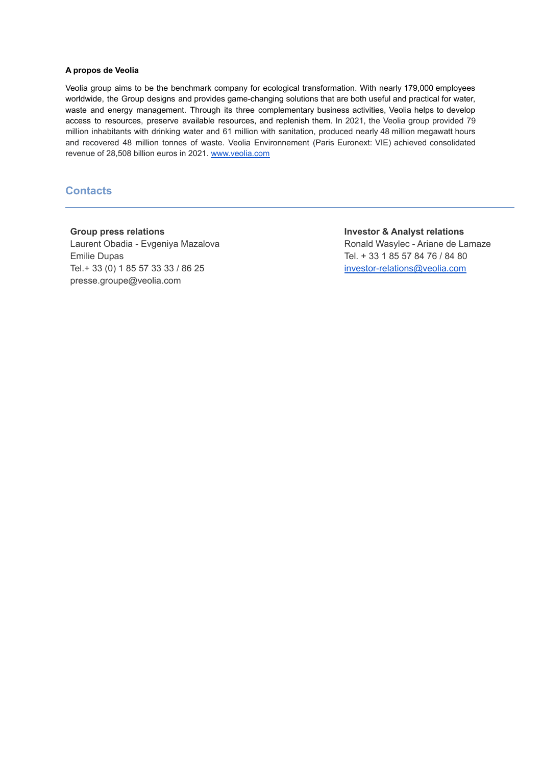**A propos de Veolia**

Veolia group aims to be the benchmark company for ecological transformation. With nearly 179,000 employees worldwide, the Group designs and provides game-changing solutions that are both useful and practical for water, waste and energy management. Through its three complementary business activities, Veolia helps to develop access to resources, preserve available resources, and replenish them. In 2021, the Veolia group provided 79 million inhabitants with drinking water and 61 million with sanitation, produced nearly 48 million megawatt hours and recovered 48 million tonnes of waste. Veolia Environnement (Paris Euronext: VIE) achieved consolidated revenue of 28,508 billion euros in 2021. [www.veolia.com](http://www.veolia.com)

## Contacts

**Group press relations**
Laurent Obadia - Evgeniya Mazalova
Emilie Dupas
Tel.+ 33 (0) 1 85 57 33 33 / 86 25
presse.groupe@veolia.com

**Investor & Analyst relations**
Ronald Wasylec - Ariane de Lamaze
Tel. + 33 1 85 57 84 76 / 84 80
[investor-relations@veolia.com](mailto:investor-relations@veolia.com)